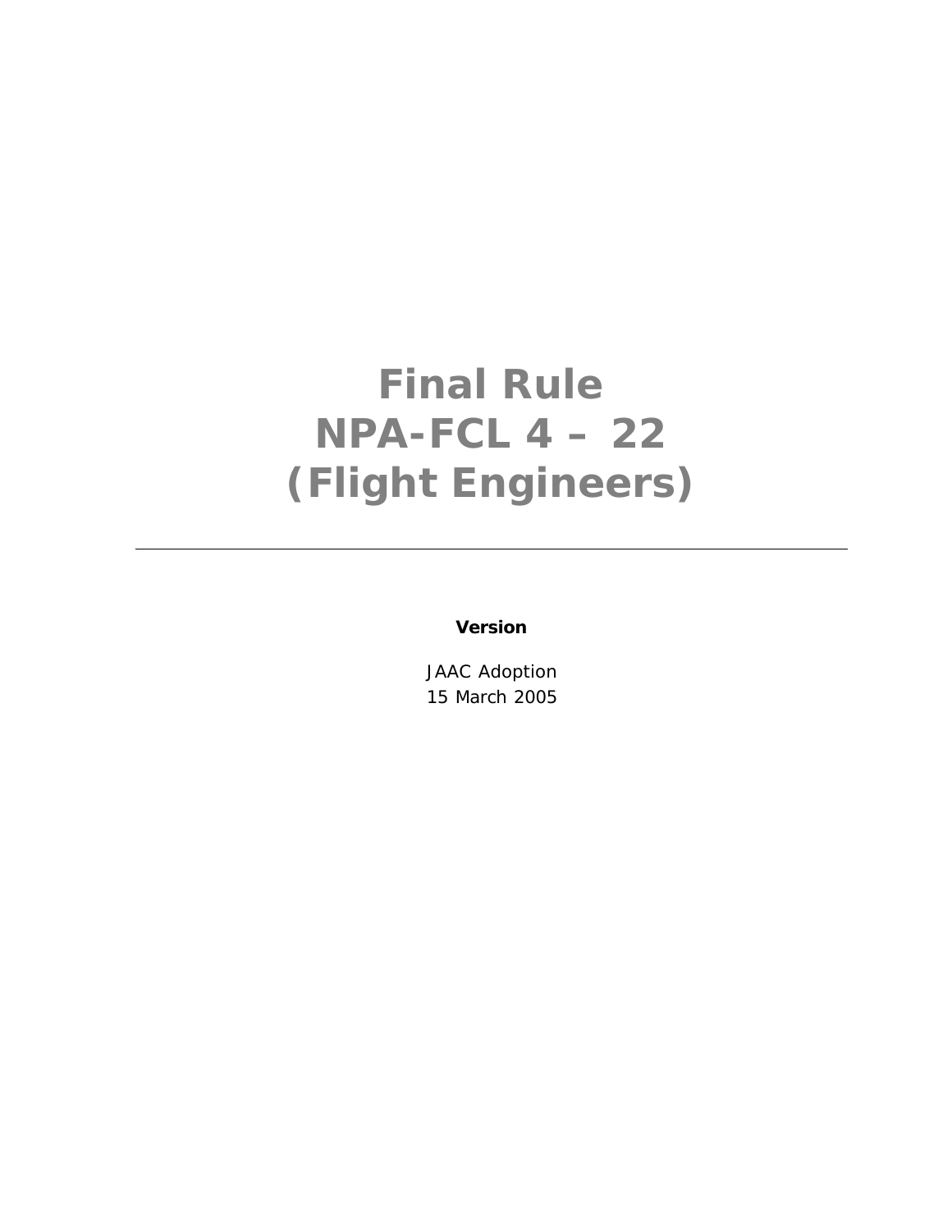# Final Rule
# NPA-FCL 4 – 22
# (Flight Engineers)

---

**Version**

JAAC Adoption
15 March 2005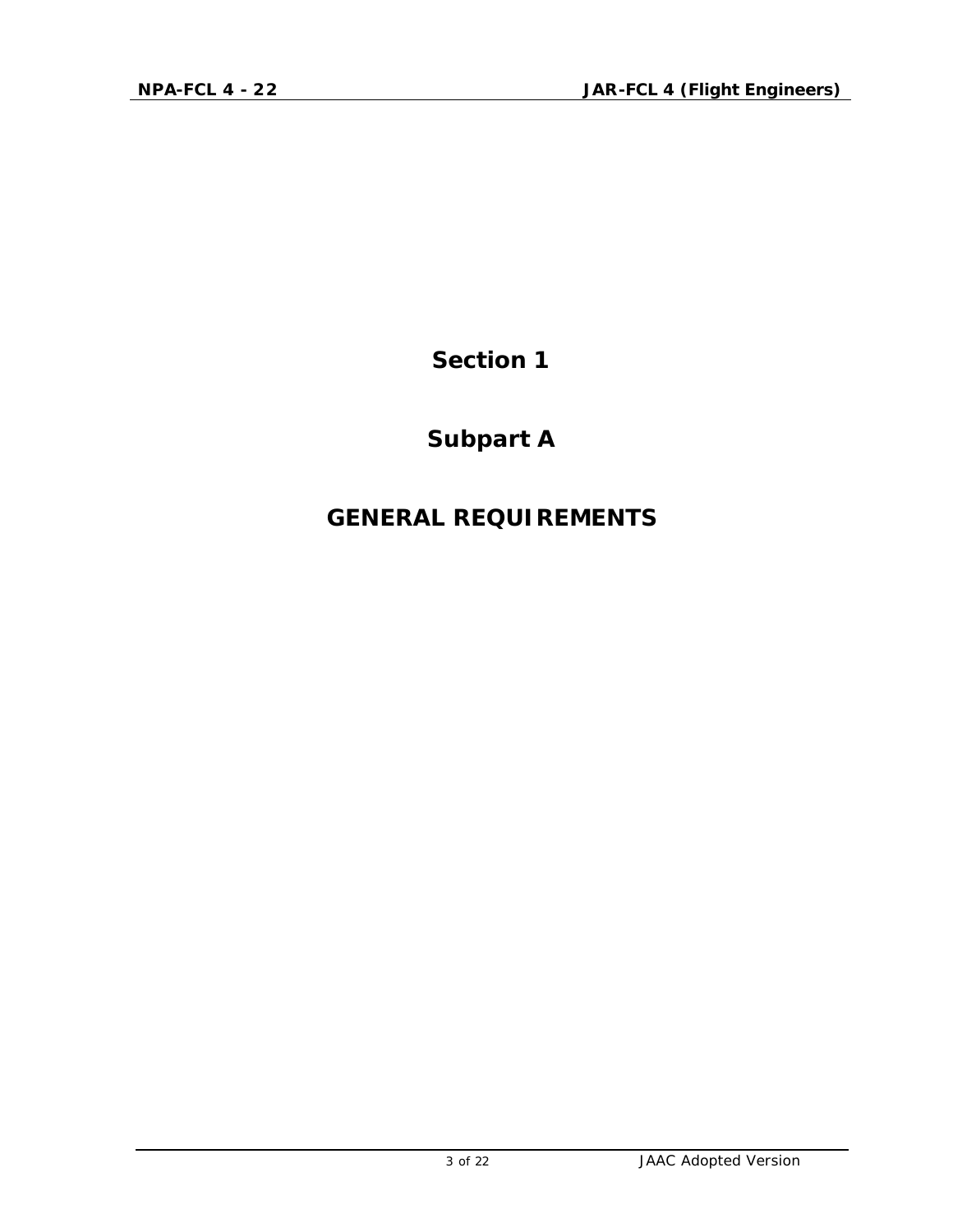# Section 1

# Subpart A

# GENERAL REQUIREMENTS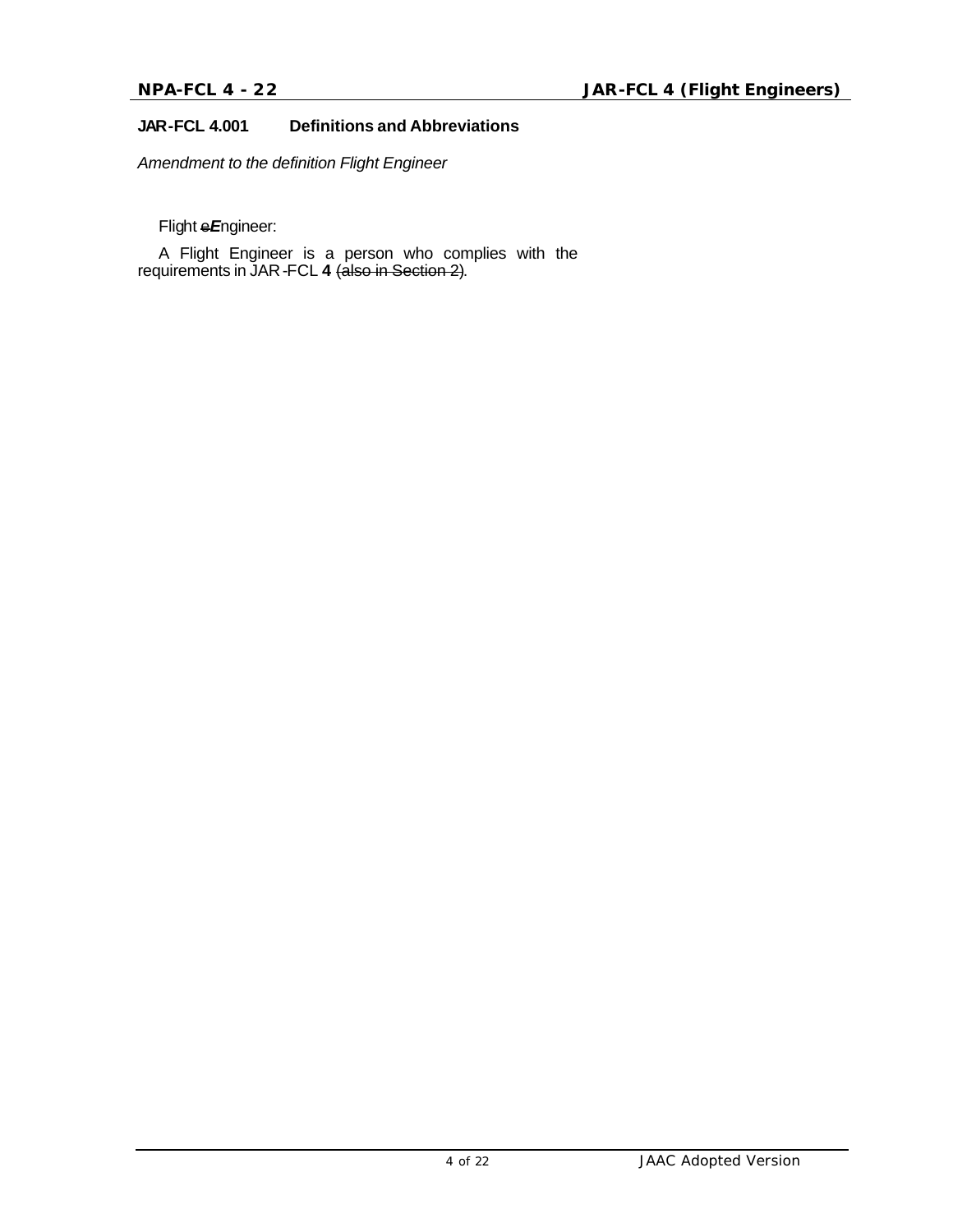### JAR-FCL 4.001 Definitions and Abbreviations

*Amendment to the definition Flight Engineer*

Flight ~~e~~***E***ngineer:

A Flight Engineer is a person who complies with the requirements in JAR-FCL **4** ~~(also in Section 2)~~.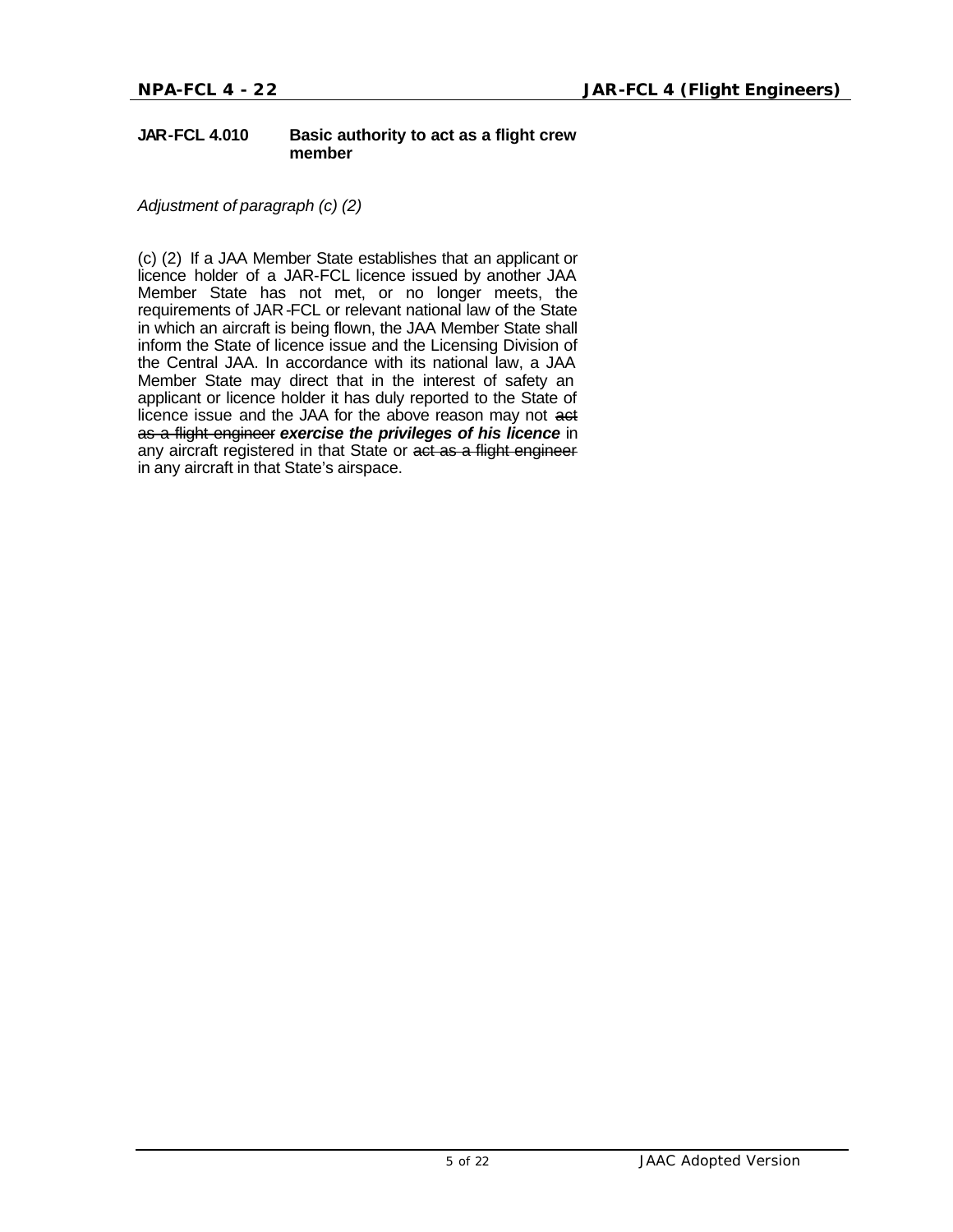**JAR-FCL 4.010 Basic authority to act as a flight crew member**

*Adjustment of paragraph (c) (2)*

(c) (2) If a JAA Member State establishes that an applicant or licence holder of a JAR-FCL licence issued by another JAA Member State has not met, or no longer meets, the requirements of JAR-FCL or relevant national law of the State in which an aircraft is being flown, the JAA Member State shall inform the State of licence issue and the Licensing Division of the Central JAA. In accordance with its national law, a JAA Member State may direct that in the interest of safety an applicant or licence holder it has duly reported to the State of licence issue and the JAA for the above reason may not ~~act as a flight engineer~~ ***exercise the privileges of his licence*** in any aircraft registered in that State or ~~act as a flight engineer~~ in any aircraft in that State's airspace.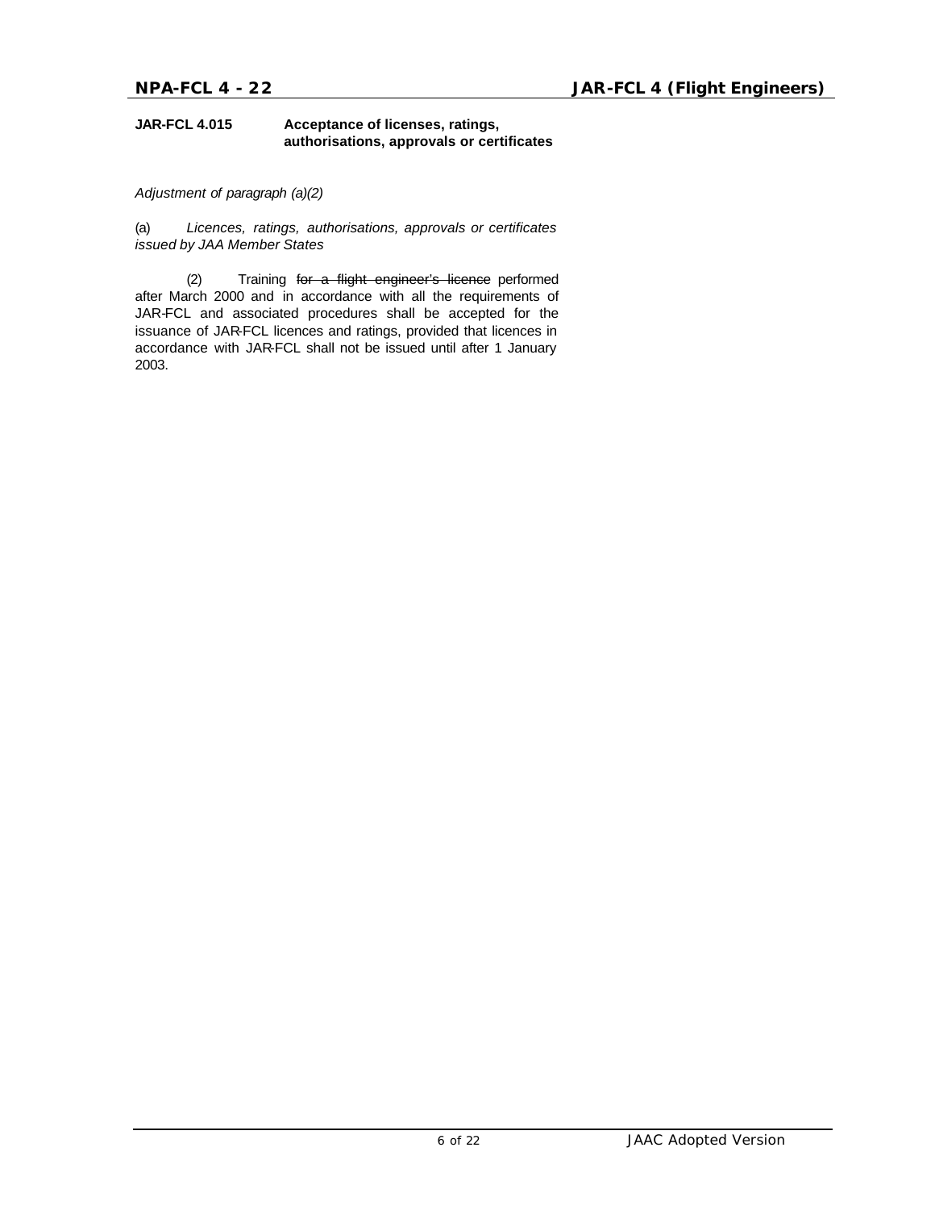**JAR-FCL 4.015 Acceptance of licenses, ratings, authorisations, approvals or certificates**

*Adjustment of paragraph (a)(2)*

(a) *Licences, ratings, authorisations, approvals or certificates issued by JAA Member States*

(2) Training ~~for a flight engineer's licence~~ performed after March 2000 and in accordance with all the requirements of JAR-FCL and associated procedures shall be accepted for the issuance of JAR-FCL licences and ratings, provided that licences in accordance with JAR-FCL shall not be issued until after 1 January 2003.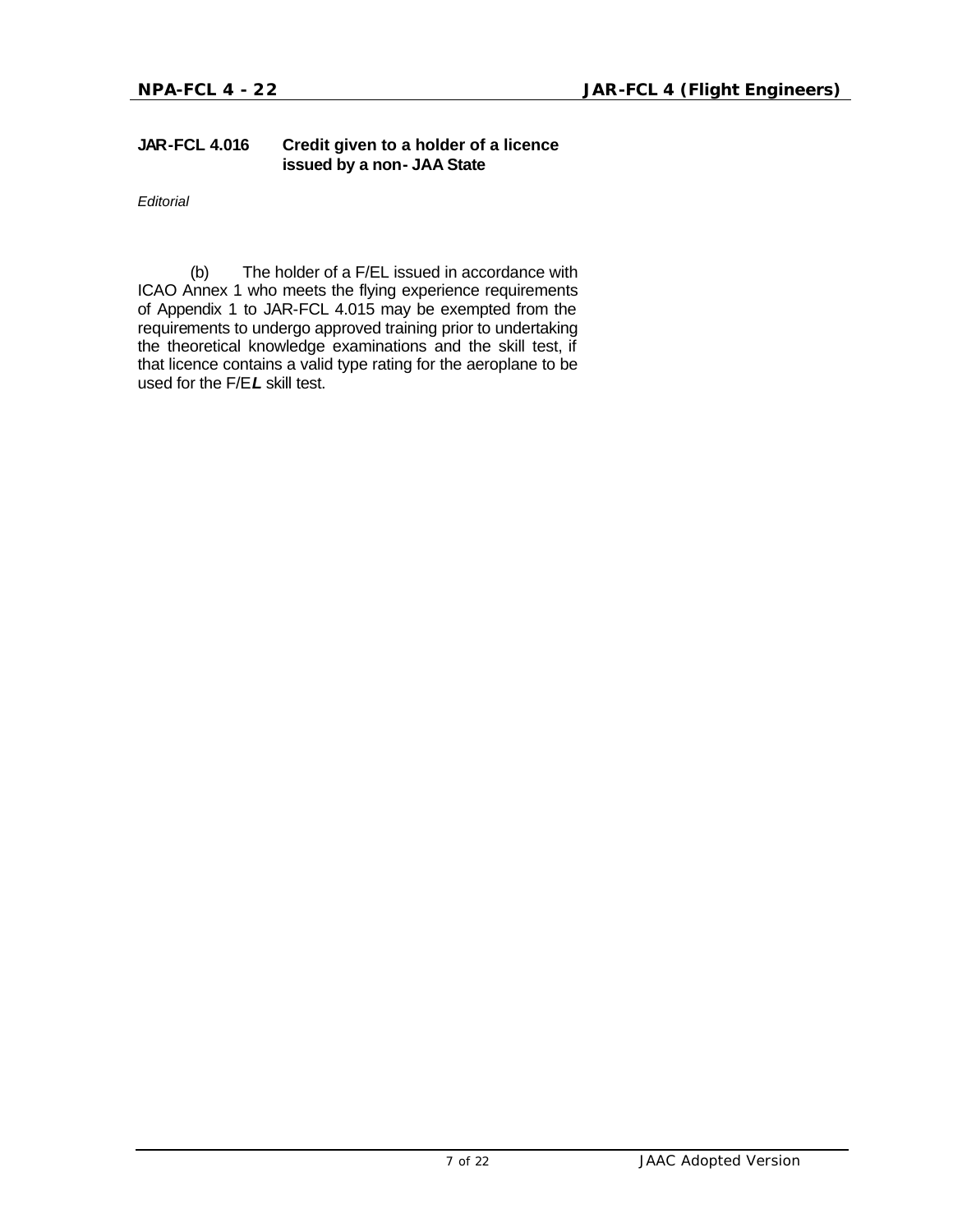**JAR-FCL 4.016 Credit given to a holder of a licence issued by a non- JAA State**

*Editorial*

(b) The holder of a F/EL issued in accordance with ICAO Annex 1 who meets the flying experience requirements of Appendix 1 to JAR-FCL 4.015 may be exempted from the requirements to undergo approved training prior to undertaking the theoretical knowledge examinations and the skill test, if that licence contains a valid type rating for the aeroplane to be used for the F/E***L*** skill test.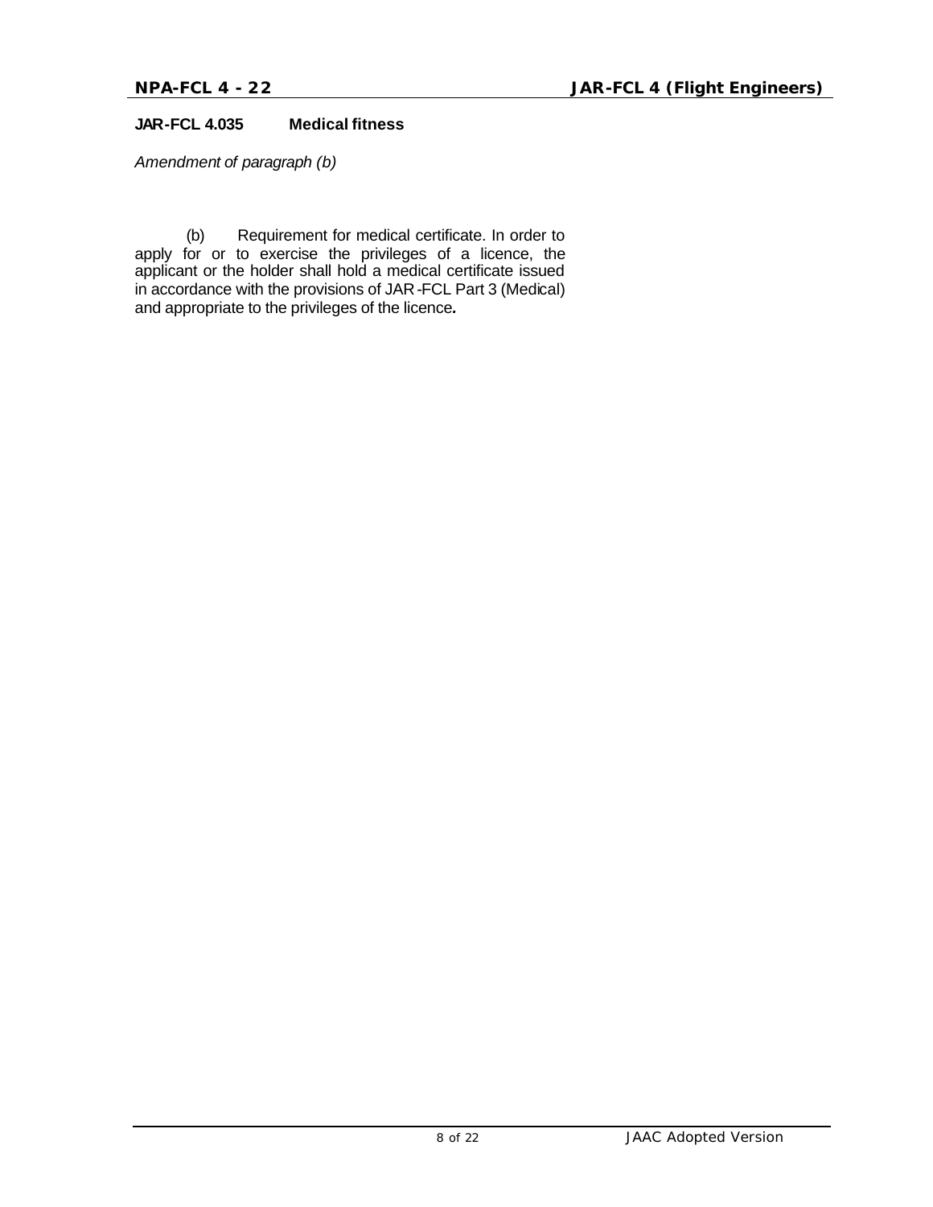**JAR-FCL 4.035 Medical fitness**

*Amendment of paragraph (b)*

(b) Requirement for medical certificate. In order to apply for or to exercise the privileges of a licence, the applicant or the holder shall hold a medical certificate issued in accordance with the provisions of JAR-FCL Part 3 (Medical) and appropriate to the privileges of the licence**.**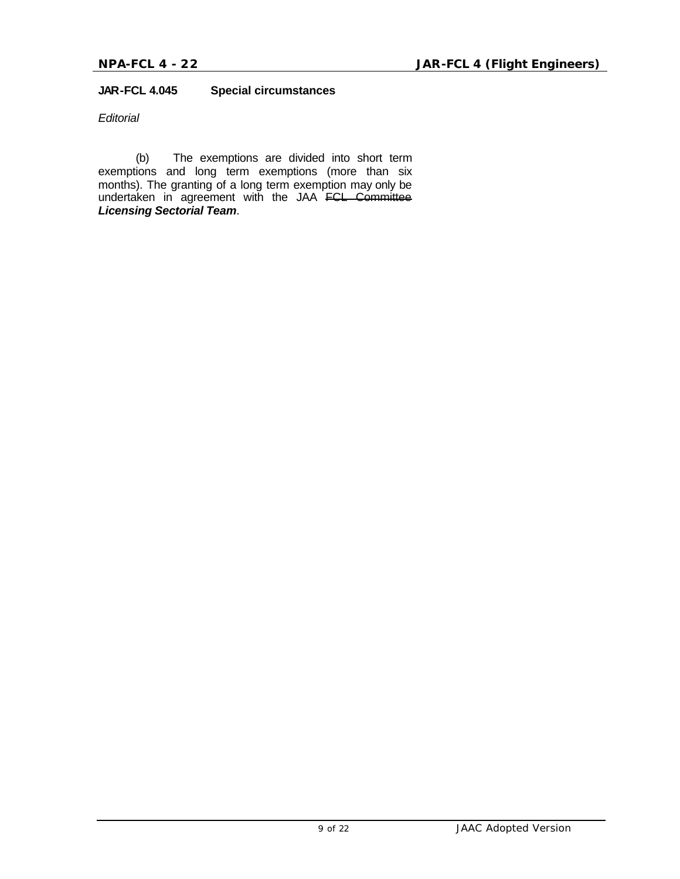**JAR-FCL 4.045 Special circumstances**

*Editorial*

(b) The exemptions are divided into short term exemptions and long term exemptions (more than six months). The granting of a long term exemption may only be undertaken in agreement with the JAA ~~FCL Committee~~ ***Licensing Sectorial Team***.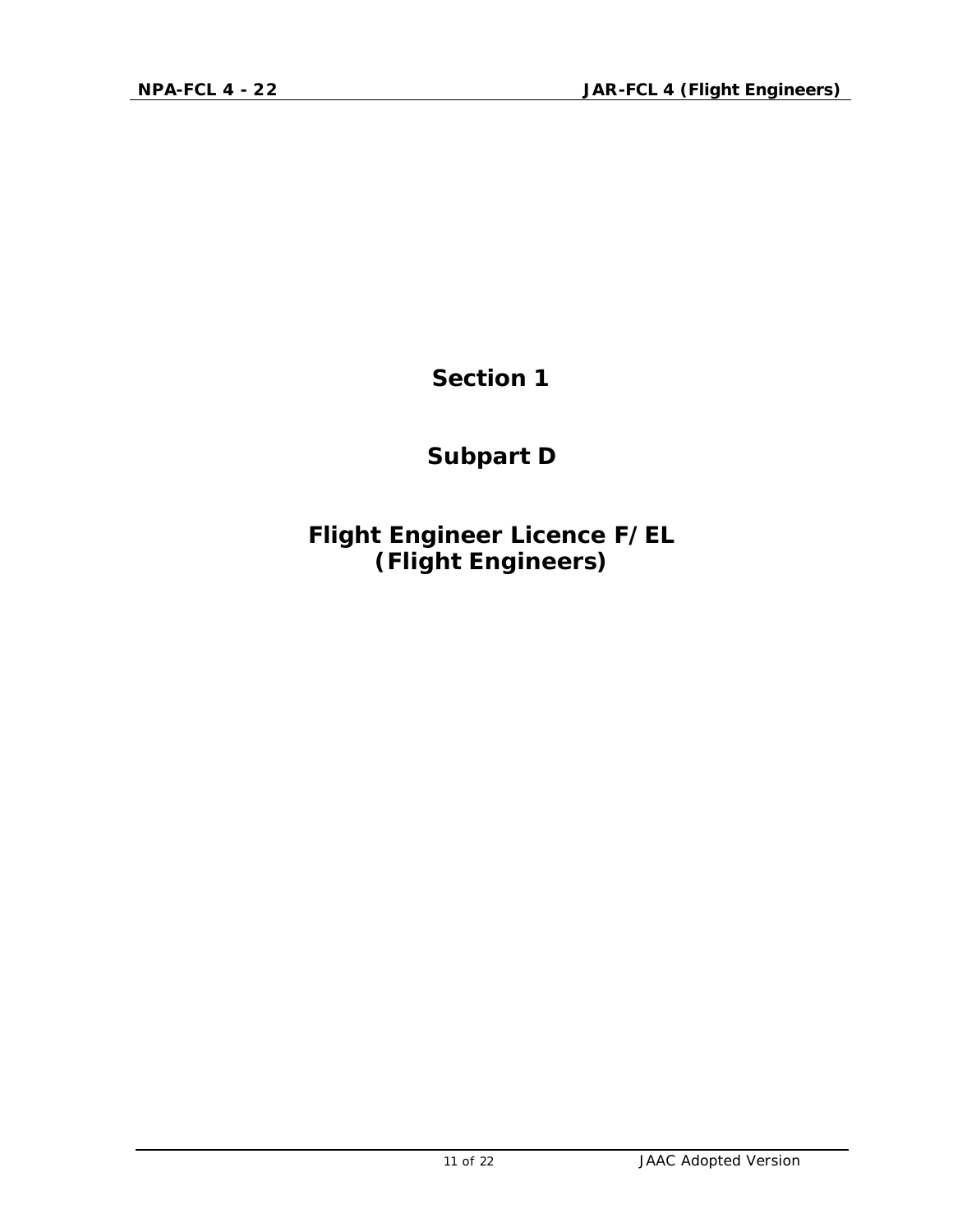# Section 1

## Subpart D

## Flight Engineer Licence F/EL (Flight Engineers)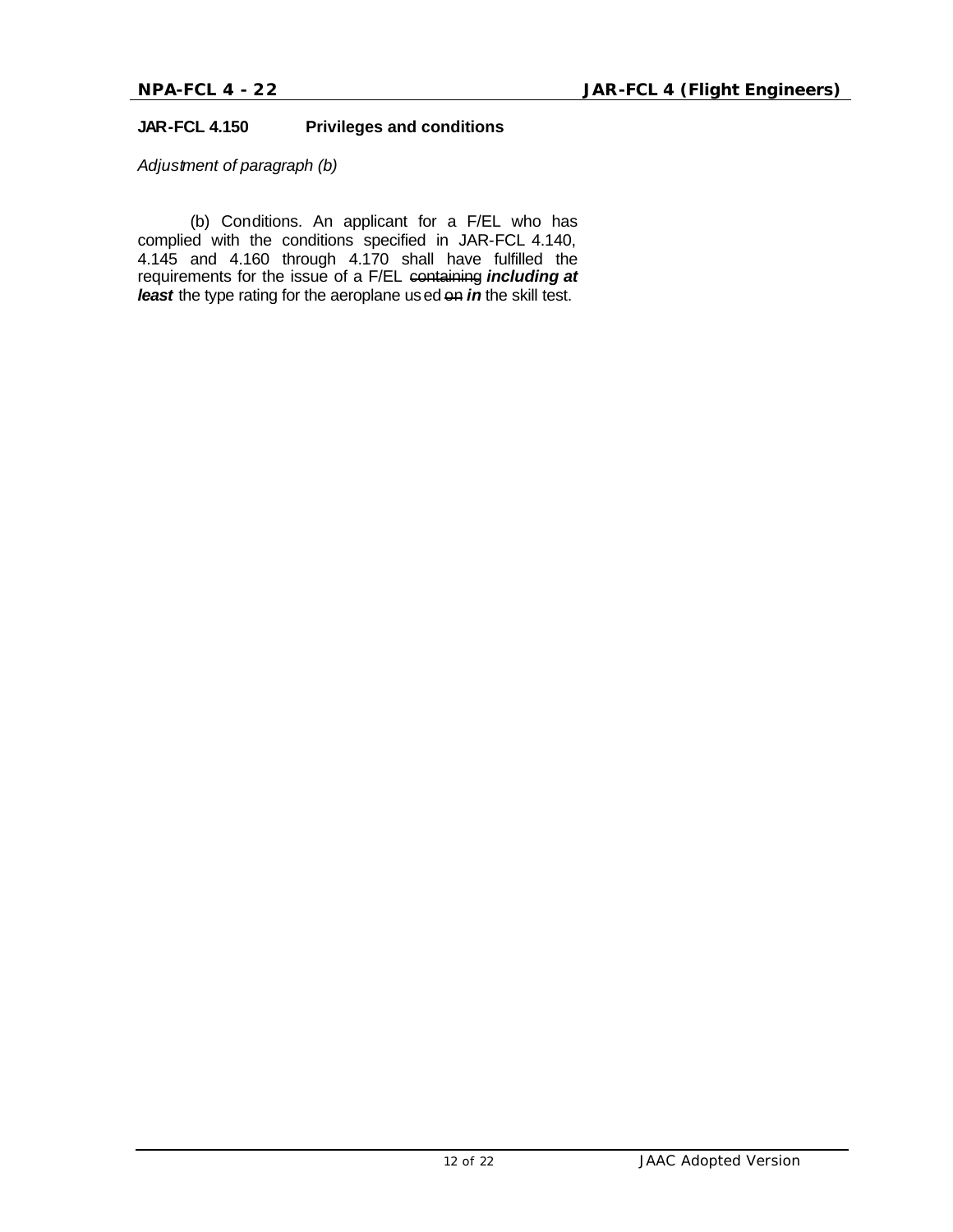**JAR-FCL 4.150 Privileges and conditions**

*Adjustment of paragraph (b)*

(b) Conditions. An applicant for a F/EL who has complied with the conditions specified in JAR-FCL 4.140, 4.145 and 4.160 through 4.170 shall have fulfilled the requirements for the issue of a F/EL ~~containing~~ ***including at least*** the type rating for the aeroplane used ~~on~~ ***in*** the skill test.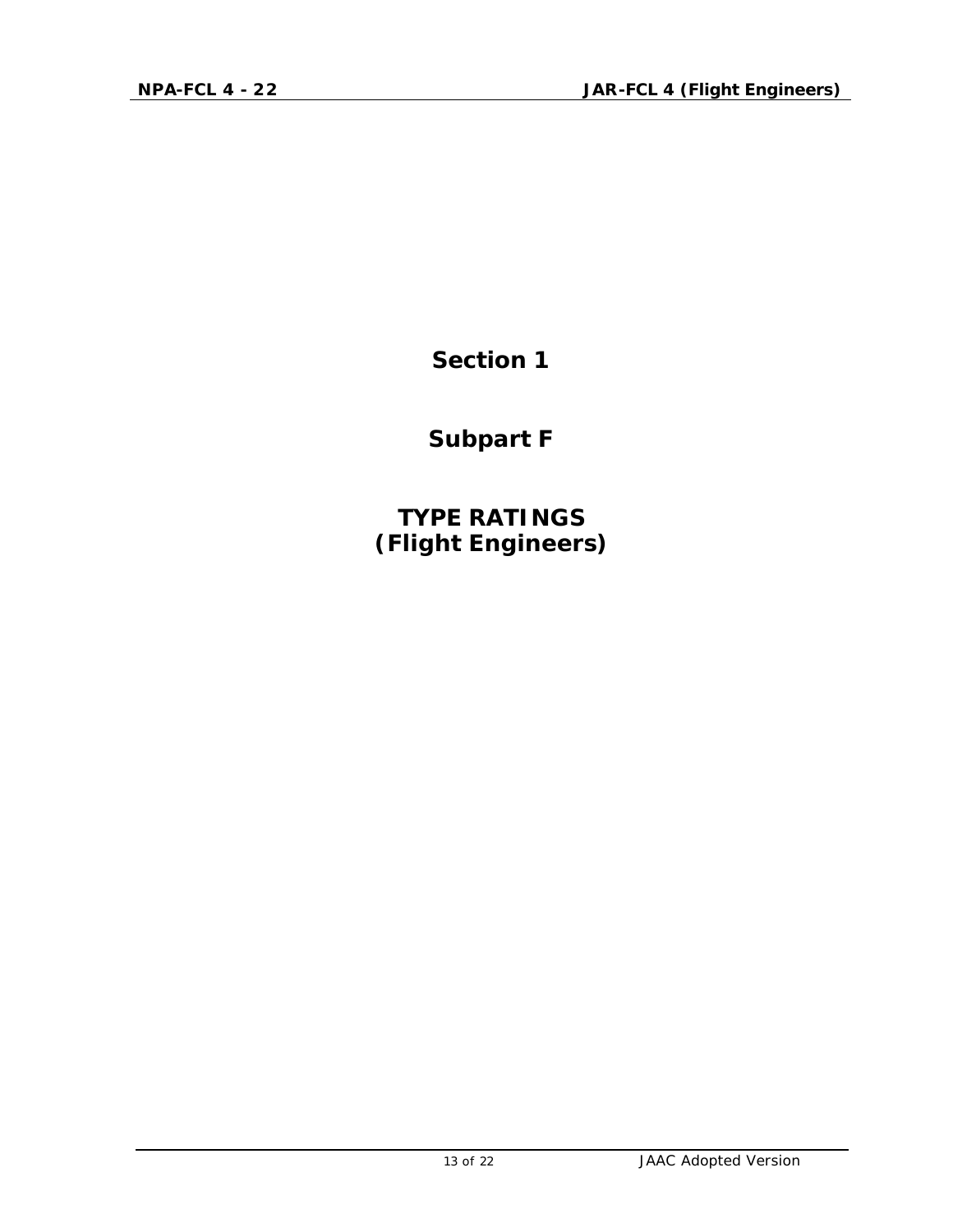# Section 1

# Subpart F

# TYPE RATINGS
# (Flight Engineers)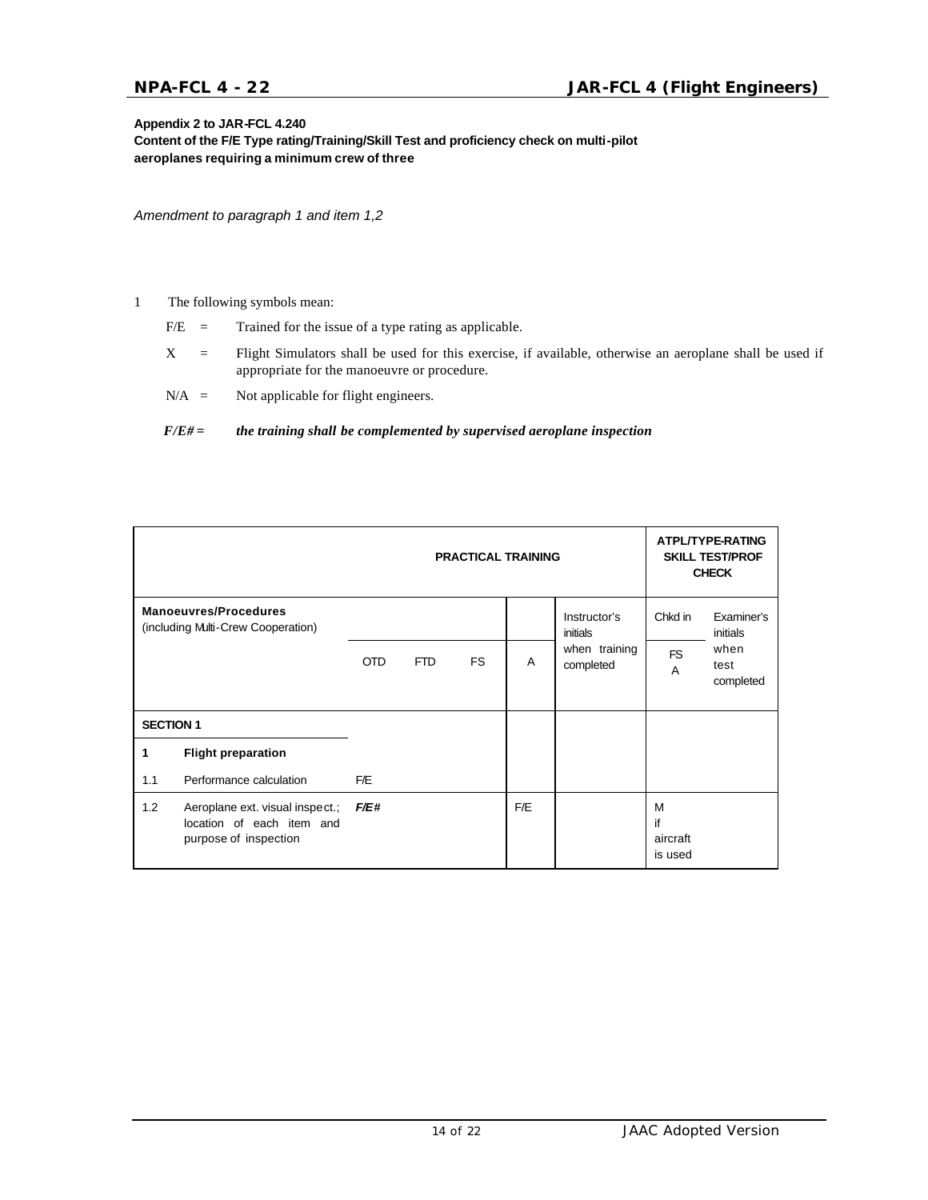**Appendix 2 to JAR-FCL 4.240**

**Content of the F/E Type rating/Training/Skill Test and proficiency check on multi-pilot aeroplanes requiring a minimum crew of three**

*Amendment to paragraph 1 and item 1,2*

1 The following symbols mean:

F/E = Trained for the issue of a type rating as applicable.

X = Flight Simulators shall be used for this exercise, if available, otherwise an aeroplane shall be used if appropriate for the manoeuvre or procedure.

N/A = Not applicable for flight engineers.

***F/E# = the training shall be complemented by supervised aeroplane inspection***

| PRACTICAL TRAINING | | | | | | | ATPL/TYPE-RATING SKILL TEST/PROF CHECK | |
|---|---|---|---|---|---|---|---|---|
| **Manoeuvres/Procedures** (including Multi-Crew Cooperation) | | | | | | Instructor's initials when training completed | Chkd in FS A | Examiner's initials when test completed |
| | | OTD | FTD | FS | A | | | |
| **SECTION 1** | | | | | | | | |
| **1** | **Flight preparation** | | | | | | | |
| 1.1 | Performance calculation | F/E | | | | | | |
| 1.2 | Aeroplane ext. visual inspect.; location of each item and purpose of inspection | ***F/E#*** | | | F/E | | M if aircraft is used | |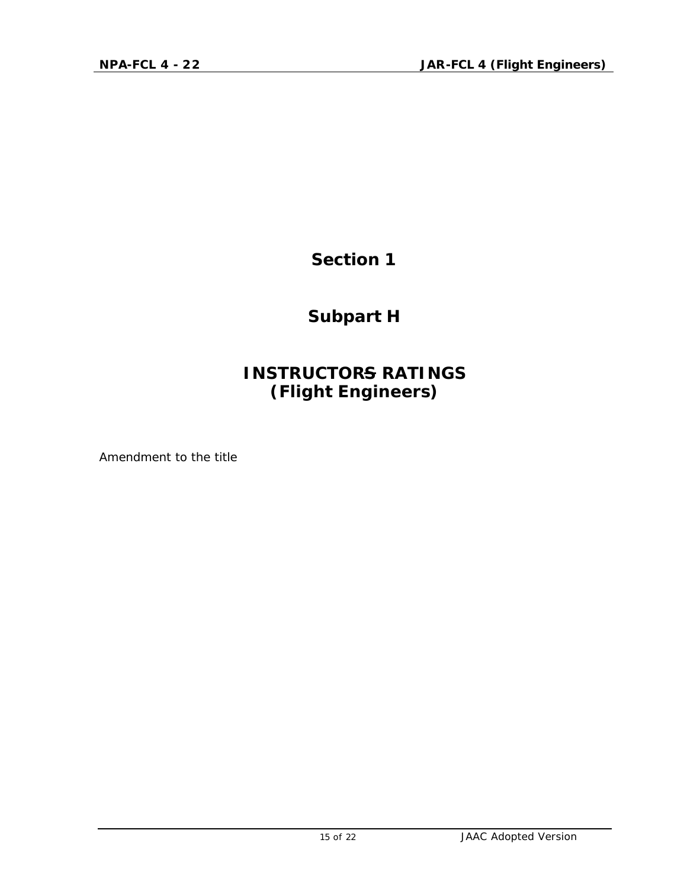# Section 1

# Subpart H

# INSTRUCTORS RATINGS
# (Flight Engineers)

Amendment to the title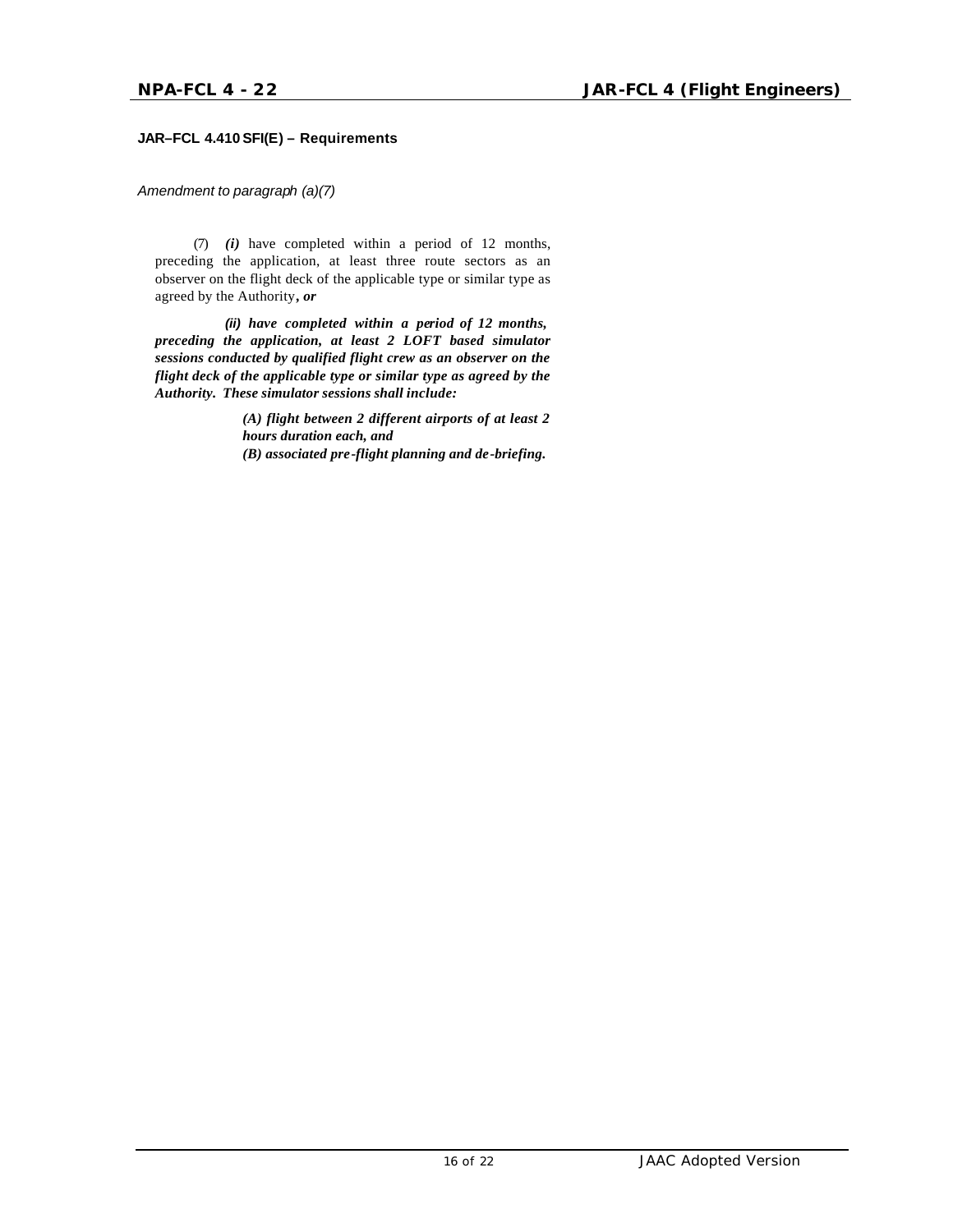**JAR–FCL 4.410 SFI(E) – Requirements**

*Amendment to paragraph (a)(7)*

(7) ***(i)*** have completed within a period of 12 months, preceding the application, at least three route sectors as an observer on the flight deck of the applicable type or similar type as agreed by the Authority***, or***

***(ii) have completed within a period of 12 months, preceding the application, at least 2 LOFT based simulator sessions conducted by qualified flight crew as an observer on the flight deck of the applicable type or similar type as agreed by the Authority. These simulator sessions shall include:***

***(A) flight between 2 different airports of at least 2 hours duration each, and***

***(B) associated pre-flight planning and de-briefing.***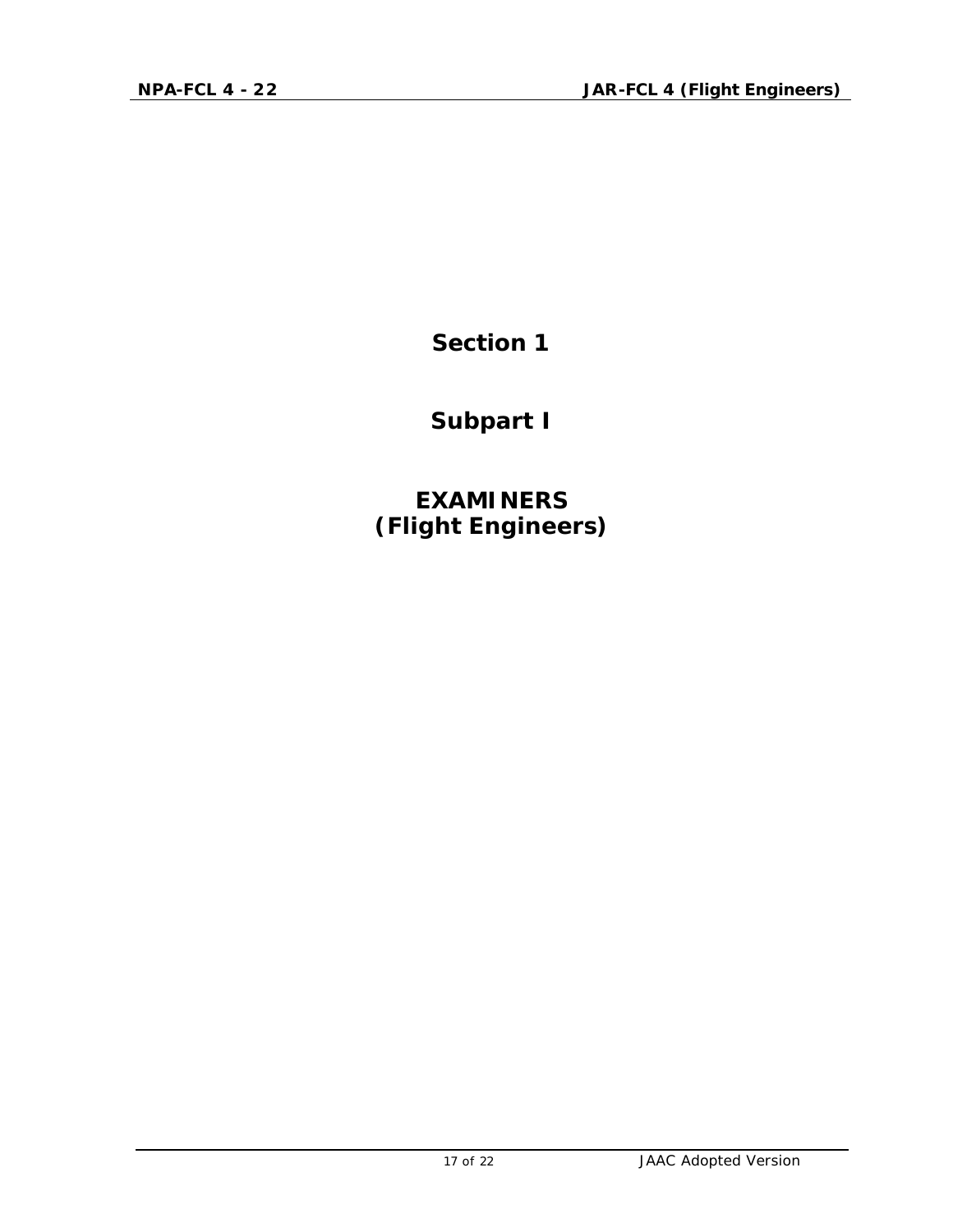# Section 1

# Subpart I

# EXAMINERS
# (Flight Engineers)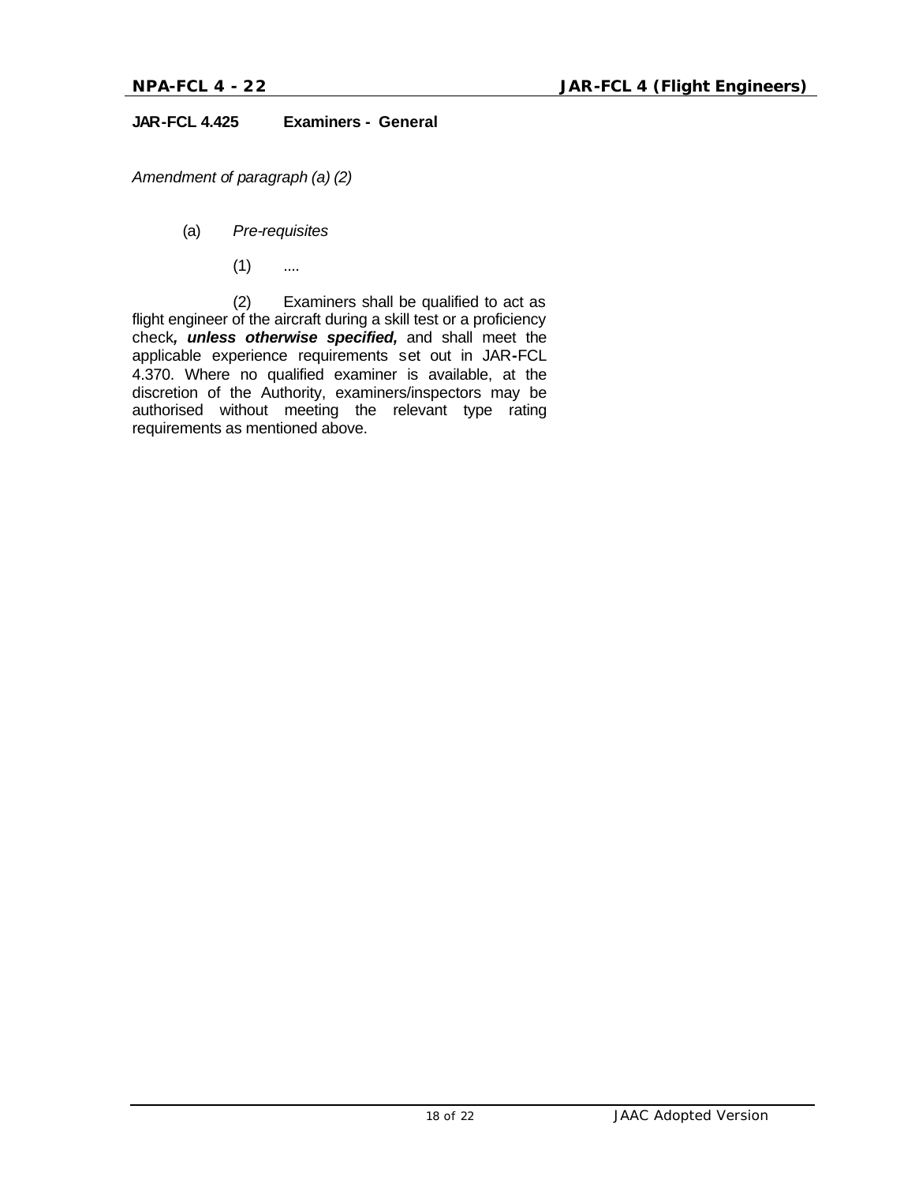**JAR-FCL 4.425 Examiners - General**

*Amendment of paragraph (a) (2)*

(a) *Pre-requisites*

(1) ....

(2) Examiners shall be qualified to act as flight engineer of the aircraft during a skill test or a proficiency check***, unless otherwise specified,*** and shall meet the applicable experience requirements set out in JAR-FCL 4.370. Where no qualified examiner is available, at the discretion of the Authority, examiners/inspectors may be authorised without meeting the relevant type rating requirements as mentioned above.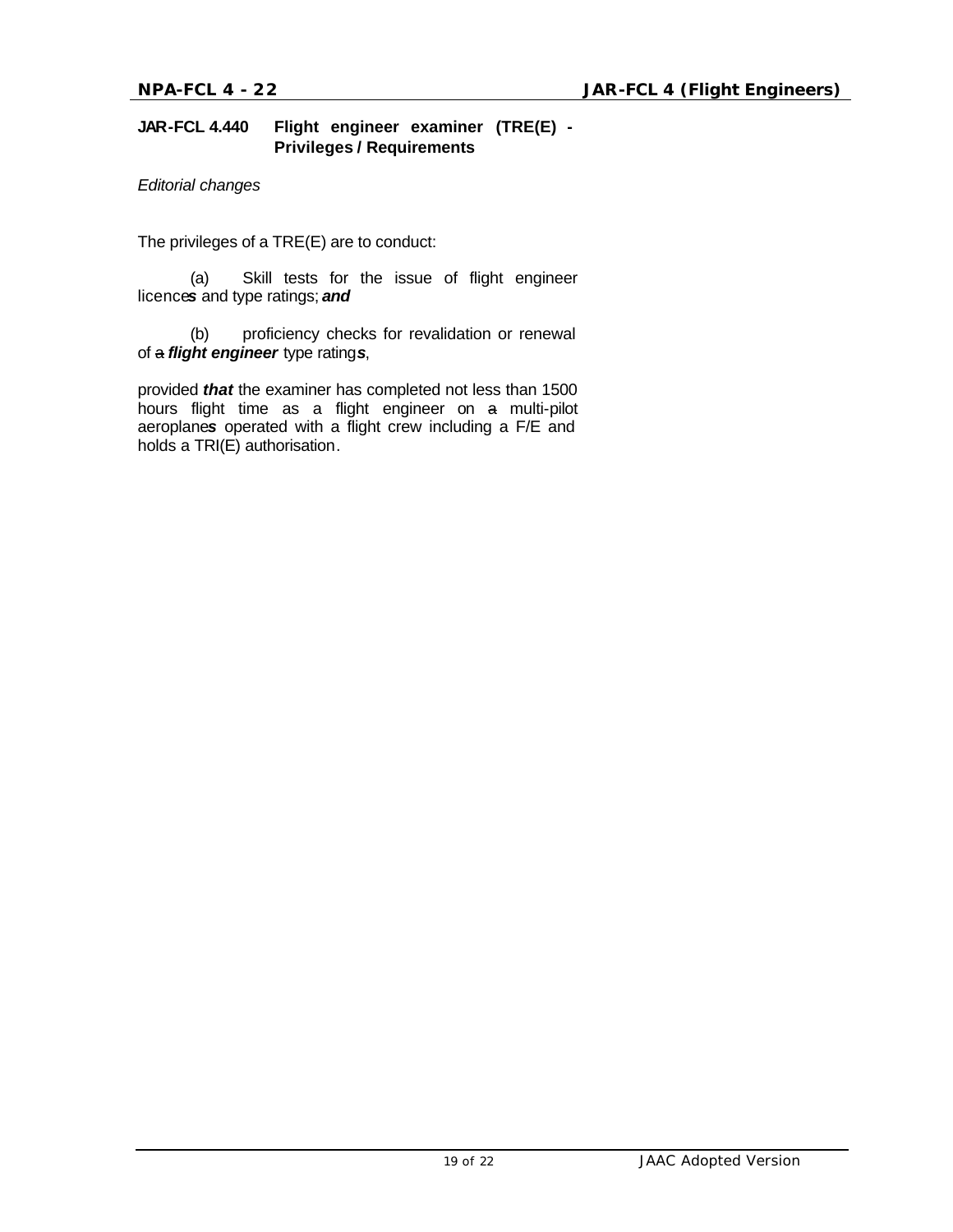**JAR-FCL 4.440 Flight engineer examiner (TRE(E) - Privileges / Requirements**

*Editorial changes*

The privileges of a TRE(E) are to conduct:

(a) Skill tests for the issue of flight engineer licence***s*** and type ratings; ***and***

(b) proficiency checks for revalidation or renewal of ~~a~~ ***flight engineer*** type rating***s***,

provided ***that*** the examiner has completed not less than 1500 hours flight time as a flight engineer on ~~a~~ multi-pilot aeroplane***s*** operated with a flight crew including a F/E and holds a TRI(E) authorisation.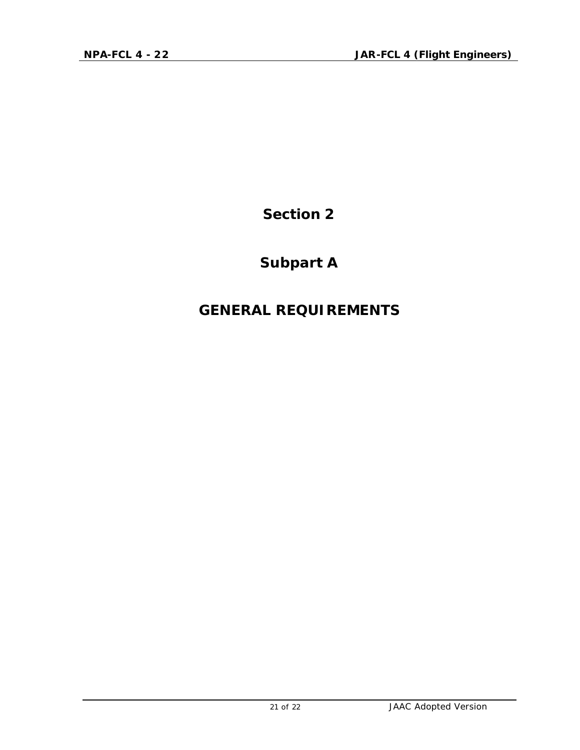# Section 2

# Subpart A

# GENERAL REQUIREMENTS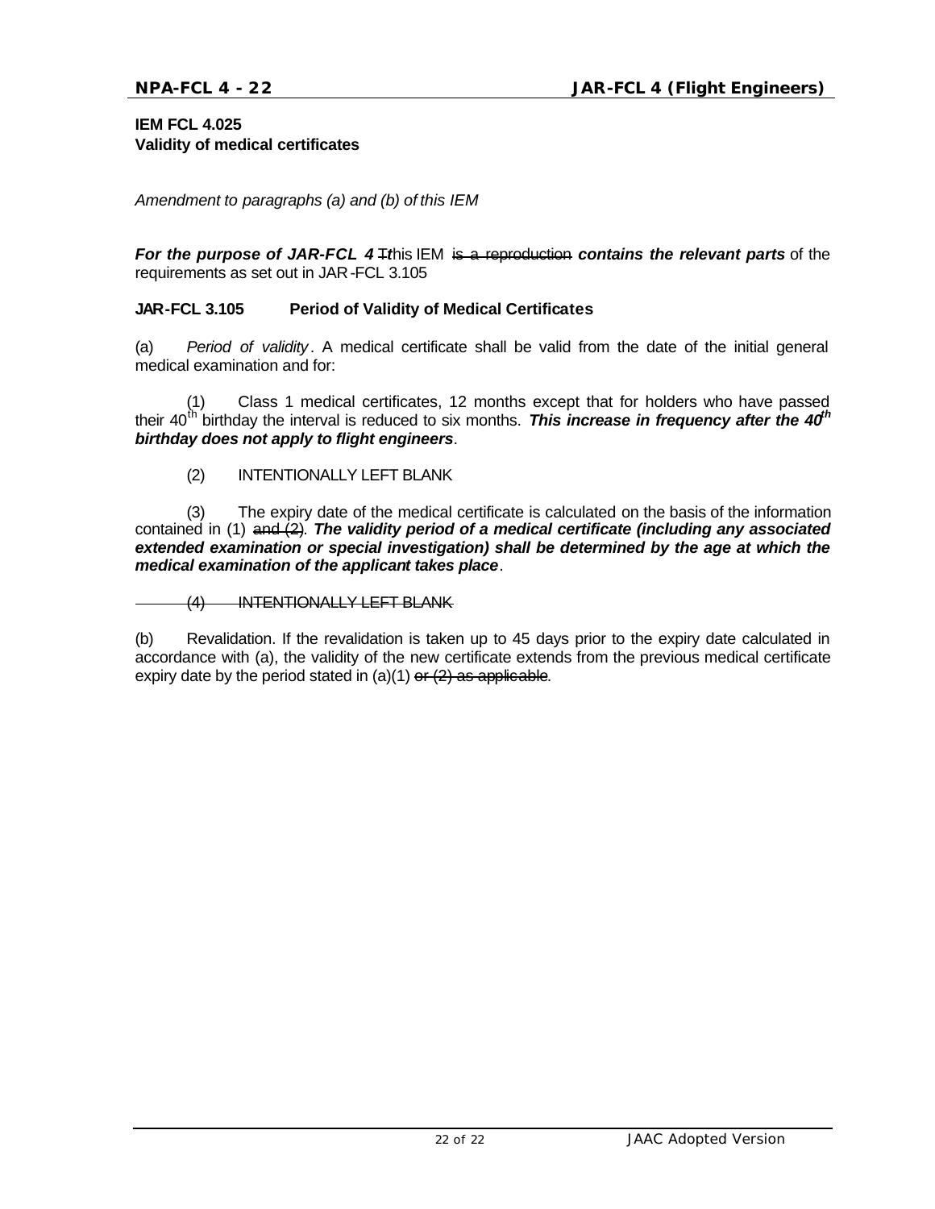**IEM FCL 4.025**
**Validity of medical certificates**

*Amendment to paragraphs (a) and (b) of this IEM*

***For the purpose of JAR-FCL 4*** ~~T~~***t****his IEM ~~is a reproduction~~ ***contains the relevant parts*** of the requirements as set out in JAR-FCL 3.105

**JAR-FCL 3.105 Period of Validity of Medical Certificates**

(a) *Period of validity*. A medical certificate shall be valid from the date of the initial general medical examination and for:

(1) Class 1 medical certificates, 12 months except that for holders who have passed their 40th birthday the interval is reduced to six months. ***This increase in frequency after the 40th birthday does not apply to flight engineers***.

(2) INTENTIONALLY LEFT BLANK

(3) The expiry date of the medical certificate is calculated on the basis of the information contained in (1) ~~and (2)~~. ***The validity period of a medical certificate (including any associated extended examination or special investigation) shall be determined by the age at which the medical examination of the applicant takes place***.

~~(4) INTENTIONALLY LEFT BLANK~~

(b) Revalidation. If the revalidation is taken up to 45 days prior to the expiry date calculated in accordance with (a), the validity of the new certificate extends from the previous medical certificate expiry date by the period stated in (a)(1) ~~or (2) as applicable~~.